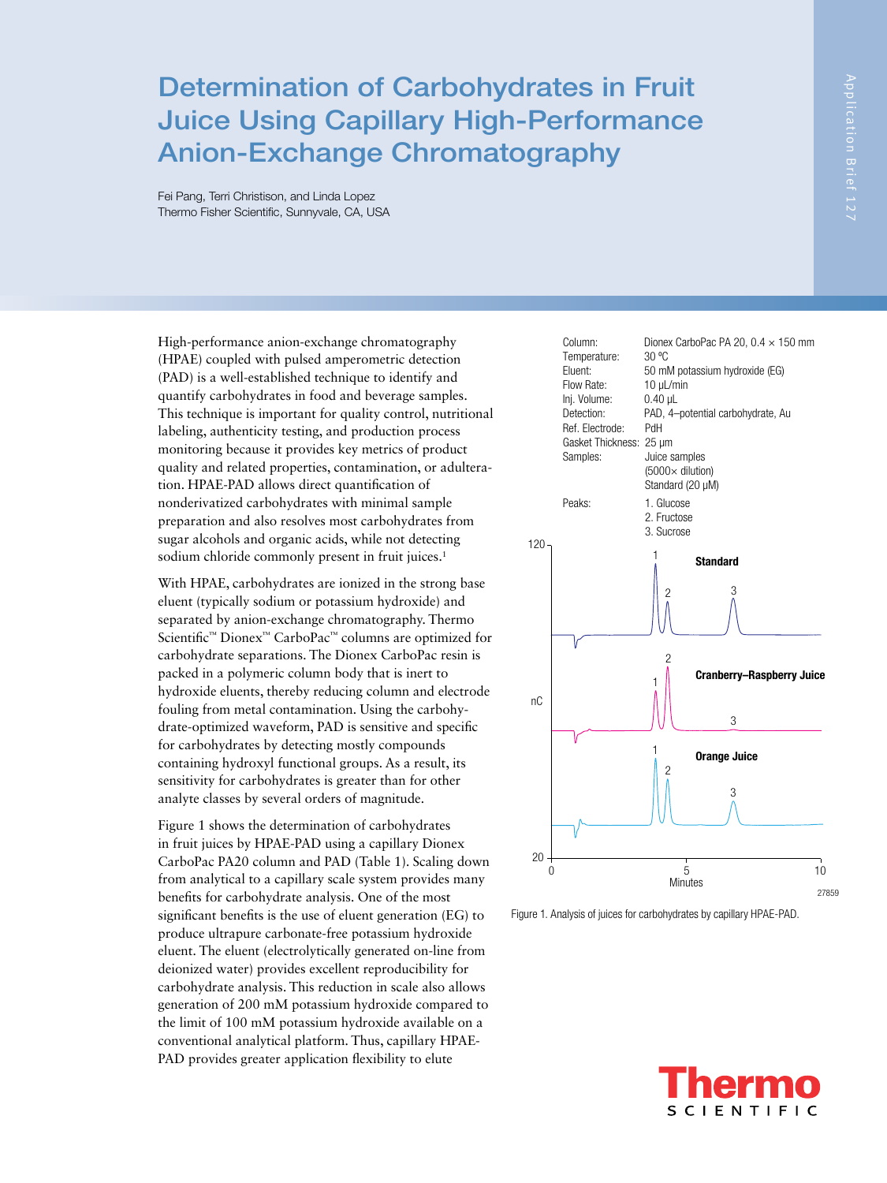# Determination of Carbohydrates in Fruit Juice Using Capillary High-Performance Anion-Exchange Chromatography

Fei Pang, Terri Christison, and Linda Lopez
Thermo Fisher Scientific, Sunnyvale, CA, USA

High-performance anion-exchange chromatography (HPAE) coupled with pulsed amperometric detection (PAD) is a well-established technique to identify and quantify carbohydrates in food and beverage samples. This technique is important for quality control, nutritional labeling, authenticity testing, and production process monitoring because it provides key metrics of product quality and related properties, contamination, or adulteration. HPAE-PAD allows direct quantification of nonderivatized carbohydrates with minimal sample preparation and also resolves most carbohydrates from sugar alcohols and organic acids, while not detecting sodium chloride commonly present in fruit juices.[1]

With HPAE, carbohydrates are ionized in the strong base eluent (typically sodium or potassium hydroxide) and separated by anion-exchange chromatography. Thermo Scientific™ Dionex™ CarboPac™ columns are optimized for carbohydrate separations. The Dionex CarboPac resin is packed in a polymeric column body that is inert to hydroxide eluents, thereby reducing column and electrode fouling from metal contamination. Using the carbohydrate-optimized waveform, PAD is sensitive and specific for carbohydrates by detecting mostly compounds containing hydroxyl functional groups. As a result, its sensitivity for carbohydrates is greater than for other analyte classes by several orders of magnitude.

Figure 1 shows the determination of carbohydrates in fruit juices by HPAE-PAD using a capillary Dionex CarboPac PA20 column and PAD (Table 1). Scaling down from analytical to a capillary scale system provides many benefits for carbohydrate analysis. One of the most significant benefits is the use of eluent generation (EG) to produce ultrapure carbonate-free potassium hydroxide eluent. The eluent (electrolytically generated on-line from deionized water) provides excellent reproducibility for carbohydrate analysis. This reduction in scale also allows generation of 200 mM potassium hydroxide compared to the limit of 100 mM potassium hydroxide available on a conventional analytical platform. Thus, capillary HPAE-PAD provides greater application flexibility to elute

Column: Dionex CarboPac PA 20, 0.4 × 150 mm
Temperature: 30 °C
Eluent: 50 mM potassium hydroxide (EG)
Flow Rate: 10 µL/min
Inj. Volume: 0.40 µL
Detection: PAD, 4–potential carbohydrate, Au
Ref. Electrode: PdH
Gasket Thickness: 25 µm
Samples: Juice samples (5000× dilution) Standard (20 µM)
Peaks: 1. Glucose 2. Fructose 3. Sucrose

Figure 1. Analysis of juices for carbohydrates by capillary HPAE-PAD.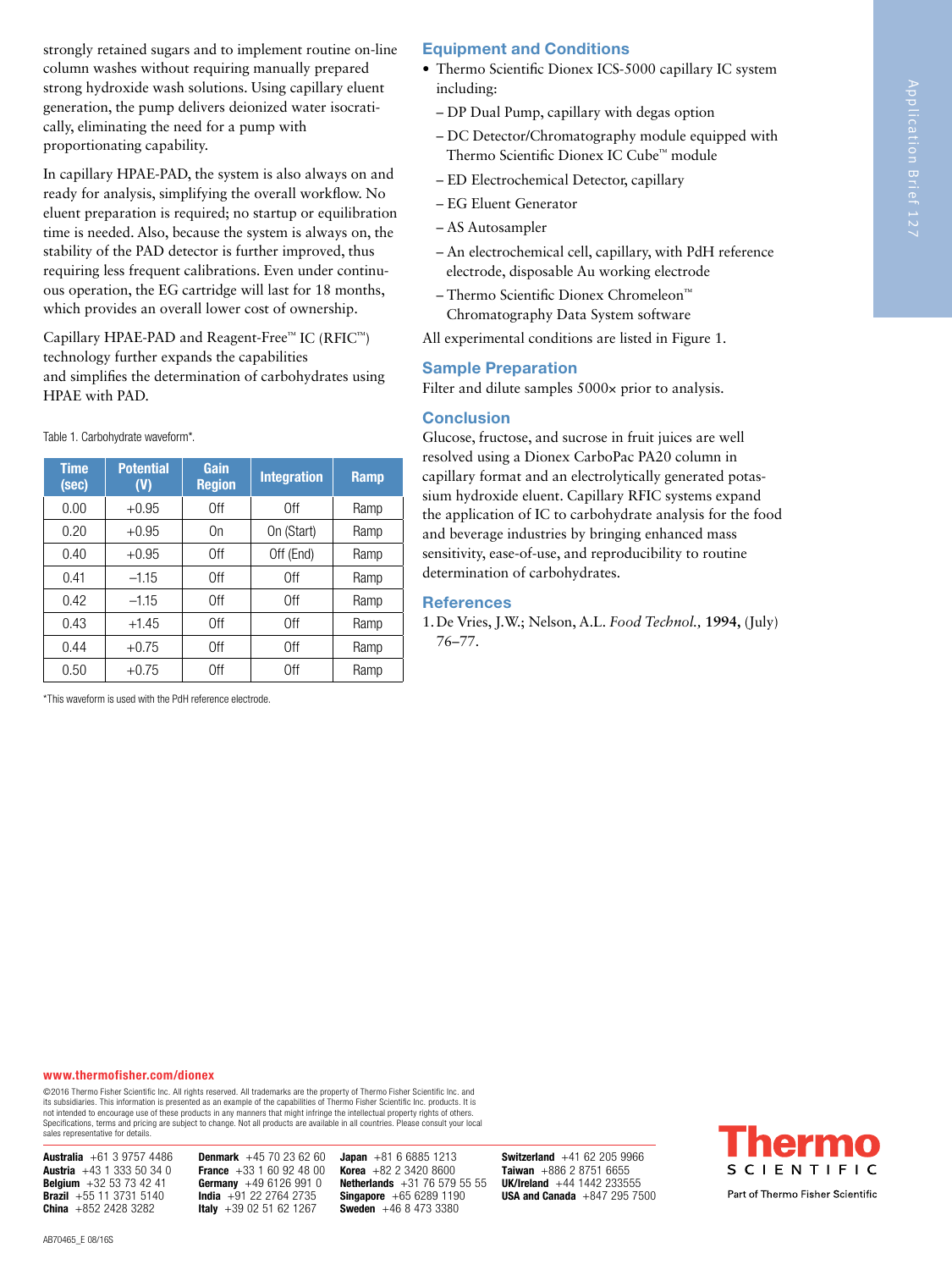strongly retained sugars and to implement routine on-line column washes without requiring manually prepared strong hydroxide wash solutions. Using capillary eluent generation, the pump delivers deionized water isocratically, eliminating the need for a pump with proportionating capability.

In capillary HPAE-PAD, the system is also always on and ready for analysis, simplifying the overall workflow. No eluent preparation is required; no startup or equilibration time is needed. Also, because the system is always on, the stability of the PAD detector is further improved, thus requiring less frequent calibrations. Even under continuous operation, the EG cartridge will last for 18 months, which provides an overall lower cost of ownership.

Capillary HPAE-PAD and Reagent-Free™ IC (RFIC™) technology further expands the capabilities and simplifies the determination of carbohydrates using HPAE with PAD.

Table 1. Carbohydrate waveform*.

| Time (sec) | Potential (V) | Gain Region | Integration | Ramp |
|---|---|---|---|---|
| 0.00 | +0.95 | Off | Off | Ramp |
| 0.20 | +0.95 | On | On (Start) | Ramp |
| 0.40 | +0.95 | Off | Off (End) | Ramp |
| 0.41 | –1.15 | Off | Off | Ramp |
| 0.42 | –1.15 | Off | Off | Ramp |
| 0.43 | +1.45 | Off | Off | Ramp |
| 0.44 | +0.75 | Off | Off | Ramp |
| 0.50 | +0.75 | Off | Off | Ramp |

*This waveform is used with the PdH reference electrode.

## Equipment and Conditions

- Thermo Scientific Dionex ICS-5000 capillary IC system including:
  - – DP Dual Pump, capillary with degas option
  - – DC Detector/Chromatography module equipped with Thermo Scientific Dionex IC Cube™ module
  - – ED Electrochemical Detector, capillary
  - – EG Eluent Generator
  - – AS Autosampler
  - – An electrochemical cell, capillary, with PdH reference electrode, disposable Au working electrode
  - – Thermo Scientific Dionex Chromeleon™ Chromatography Data System software

All experimental conditions are listed in Figure 1.

## Sample Preparation

Filter and dilute samples 5000× prior to analysis.

## Conclusion

Glucose, fructose, and sucrose in fruit juices are well resolved using a Dionex CarboPac PA20 column in capillary format and an electrolytically generated potassium hydroxide eluent. Capillary RFIC systems expand the application of IC to carbohydrate analysis for the food and beverage industries by bringing enhanced mass sensitivity, ease-of-use, and reproducibility to routine determination of carbohydrates.

## References

1. De Vries, J.W.; Nelson, A.L. *Food Technol.,* **1994,** (July) 76–77.

**www.thermofisher.com/dionex**

©2016 Thermo Fisher Scientific Inc. All rights reserved. All trademarks are the property of Thermo Fisher Scientific Inc. and its subsidiaries. This information is presented as an example of the capabilities of Thermo Fisher Scientific Inc. products. It is not intended to encourage use of these products in any manners that might infringe the intellectual property rights of others. Specifications, terms and pricing are subject to change. Not all products are available in all countries. Please consult your local sales representative for details.

**Australia** +61 3 9757 4486
**Austria** +43 1 333 50 34 0
**Belgium** +32 53 73 42 41
**Brazil** +55 11 3731 5140
**China** +852 2428 3282
**Denmark** +45 70 23 62 60
**France** +33 1 60 92 48 00
**Germany** +49 6126 991 0
**India** +91 22 2764 2735
**Italy** +39 02 51 62 1267
**Japan** +81 6 6885 1213
**Korea** +82 2 3420 8600
**Netherlands** +31 76 579 55 55
**Singapore** +65 6289 1190
**Sweden** +46 8 473 3380
**Switzerland** +41 62 205 9966
**Taiwan** +886 2 8751 6655
**UK/Ireland** +44 1442 233555
**USA and Canada** +847 295 7500

Thermo SCIENTIFIC

Part of Thermo Fisher Scientific

AB70465_E 08/16S